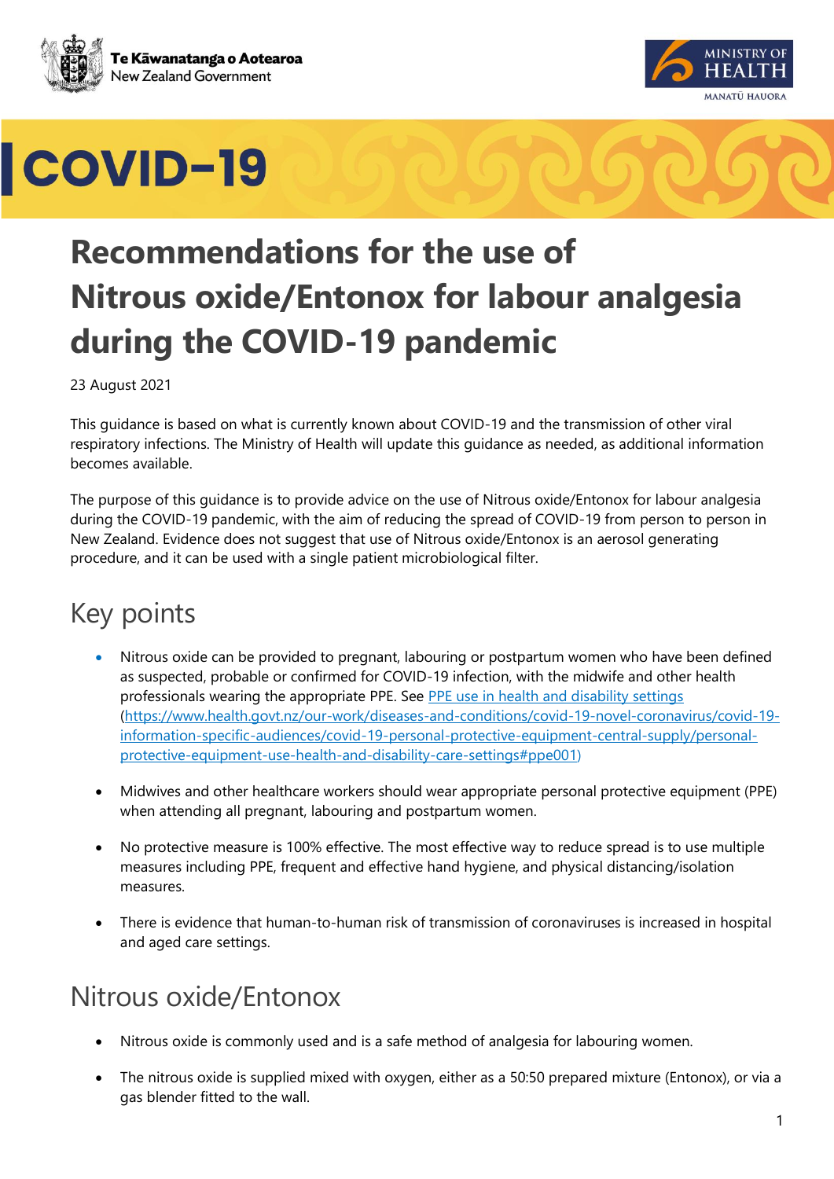Te Kāwanatanga o Aotearoa
New Zealand Government

MINISTRY OF HEALTH
MANATŪ HAUORA

# COVID-19

# Recommendations for the use of Nitrous oxide/Entonox for labour analgesia during the COVID-19 pandemic

23 August 2021

This guidance is based on what is currently known about COVID-19 and the transmission of other viral respiratory infections. The Ministry of Health will update this guidance as needed, as additional information becomes available.

The purpose of this guidance is to provide advice on the use of Nitrous oxide/Entonox for labour analgesia during the COVID-19 pandemic, with the aim of reducing the spread of COVID-19 from person to person in New Zealand. Evidence does not suggest that use of Nitrous oxide/Entonox is an aerosol generating procedure, and it can be used with a single patient microbiological filter.

## Key points

- Nitrous oxide can be provided to pregnant, labouring or postpartum women who have been defined as suspected, probable or confirmed for COVID-19 infection, with the midwife and other health professionals wearing the appropriate PPE. See [PPE use in health and disability settings](https://www.health.govt.nz/our-work/diseases-and-conditions/covid-19-novel-coronavirus/covid-19-information-specific-audiences/covid-19-personal-protective-equipment-central-supply/personal-protective-equipment-use-health-and-disability-care-settings#ppe001) (https://www.health.govt.nz/our-work/diseases-and-conditions/covid-19-novel-coronavirus/covid-19-information-specific-audiences/covid-19-personal-protective-equipment-central-supply/personal-protective-equipment-use-health-and-disability-care-settings#ppe001)
- Midwives and other healthcare workers should wear appropriate personal protective equipment (PPE) when attending all pregnant, labouring and postpartum women.
- No protective measure is 100% effective. The most effective way to reduce spread is to use multiple measures including PPE, frequent and effective hand hygiene, and physical distancing/isolation measures.
- There is evidence that human-to-human risk of transmission of coronaviruses is increased in hospital and aged care settings.

## Nitrous oxide/Entonox

- Nitrous oxide is commonly used and is a safe method of analgesia for labouring women.
- The nitrous oxide is supplied mixed with oxygen, either as a 50:50 prepared mixture (Entonox), or via a gas blender fitted to the wall.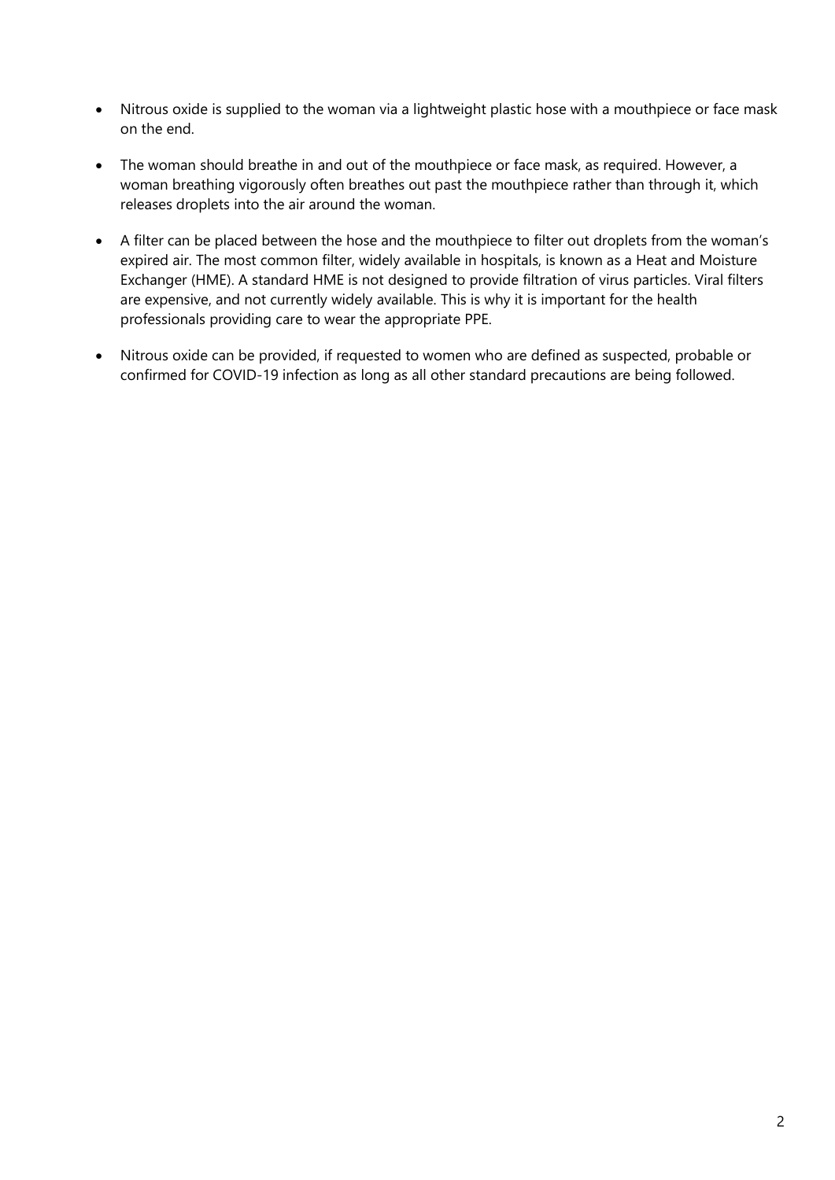- Nitrous oxide is supplied to the woman via a lightweight plastic hose with a mouthpiece or face mask on the end.
- The woman should breathe in and out of the mouthpiece or face mask, as required. However, a woman breathing vigorously often breathes out past the mouthpiece rather than through it, which releases droplets into the air around the woman.
- A filter can be placed between the hose and the mouthpiece to filter out droplets from the woman's expired air. The most common filter, widely available in hospitals, is known as a Heat and Moisture Exchanger (HME). A standard HME is not designed to provide filtration of virus particles. Viral filters are expensive, and not currently widely available. This is why it is important for the health professionals providing care to wear the appropriate PPE.
- Nitrous oxide can be provided, if requested to women who are defined as suspected, probable or confirmed for COVID-19 infection as long as all other standard precautions are being followed.